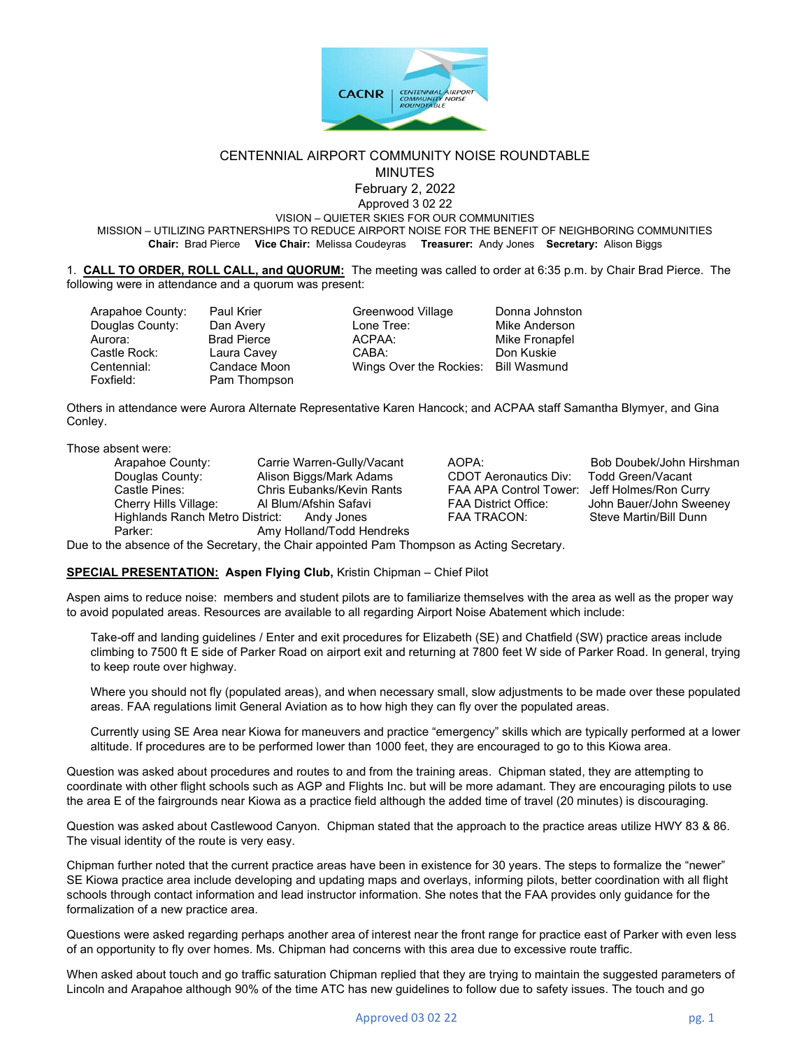CENTENNIAL AIRPORT COMMUNITY NOISE ROUNDTABLE

MINUTES

February 2, 2022

Approved 3 02 22

VISION – QUIETER SKIES FOR OUR COMMUNITIES

MISSION – UTILIZING PARTNERSHIPS TO REDUCE AIRPORT NOISE FOR THE BENEFIT OF NEIGHBORING COMMUNITIES

**Chair:** Brad Pierce **Vice Chair:** Melissa Coudeyras **Treasurer:** Andy Jones **Secretary:** Alison Biggs

1. **CALL TO ORDER, ROLL CALL, and QUORUM:** The meeting was called to order at 6:35 p.m. by Chair Brad Pierce. The following were in attendance and a quorum was present:

| | | | |
|---|---|---|---|
| Arapahoe County: | Paul Krier | Greenwood Village | Donna Johnston |
| Douglas County: | Dan Avery | Lone Tree: | Mike Anderson |
| Aurora: | Brad Pierce | ACPAA: | Mike Fronapfel |
| Castle Rock: | Laura Cavey | CABA: | Don Kuskie |
| Centennial: | Candace Moon | Wings Over the Rockies: | Bill Wasmund |
| Foxfield: | Pam Thompson | | |

Others in attendance were Aurora Alternate Representative Karen Hancock; and ACPAA staff Samantha Blymyer, and Gina Conley.

Those absent were:

| | | | |
|---|---|---|---|
| Arapahoe County: | Carrie Warren-Gully/Vacant | AOPA: | Bob Doubek/John Hirshman |
| Douglas County: | Alison Biggs/Mark Adams | CDOT Aeronautics Div: | Todd Green/Vacant |
| Castle Pines: | Chris Eubanks/Kevin Rants | FAA APA Control Tower: | Jeff Holmes/Ron Curry |
| Cherry Hills Village: | Al Blum/Afshin Safavi | FAA District Office: | John Bauer/John Sweeney |
| Highlands Ranch Metro District: | Andy Jones | FAA TRACON: | Steve Martin/Bill Dunn |
| Parker: | Amy Holland/Todd Hendreks | | |

Due to the absence of the Secretary, the Chair appointed Pam Thompson as Acting Secretary.

**SPECIAL PRESENTATION: Aspen Flying Club,** Kristin Chipman – Chief Pilot

Aspen aims to reduce noise: members and student pilots are to familiarize themselves with the area as well as the proper way to avoid populated areas. Resources are available to all regarding Airport Noise Abatement which include:

Take-off and landing guidelines / Enter and exit procedures for Elizabeth (SE) and Chatfield (SW) practice areas include climbing to 7500 ft E side of Parker Road on airport exit and returning at 7800 feet W side of Parker Road. In general, trying to keep route over highway.

Where you should not fly (populated areas), and when necessary small, slow adjustments to be made over these populated areas. FAA regulations limit General Aviation as to how high they can fly over the populated areas.

Currently using SE Area near Kiowa for maneuvers and practice "emergency" skills which are typically performed at a lower altitude. If procedures are to be performed lower than 1000 feet, they are encouraged to go to this Kiowa area.

Question was asked about procedures and routes to and from the training areas. Chipman stated, they are attempting to coordinate with other flight schools such as AGP and Flights Inc. but will be more adamant. They are encouraging pilots to use the area E of the fairgrounds near Kiowa as a practice field although the added time of travel (20 minutes) is discouraging.

Question was asked about Castlewood Canyon. Chipman stated that the approach to the practice areas utilize HWY 83 & 86. The visual identity of the route is very easy.

Chipman further noted that the current practice areas have been in existence for 30 years. The steps to formalize the "newer" SE Kiowa practice area include developing and updating maps and overlays, informing pilots, better coordination with all flight schools through contact information and lead instructor information. She notes that the FAA provides only guidance for the formalization of a new practice area.

Questions were asked regarding perhaps another area of interest near the front range for practice east of Parker with even less of an opportunity to fly over homes. Ms. Chipman had concerns with this area due to excessive route traffic.

When asked about touch and go traffic saturation Chipman replied that they are trying to maintain the suggested parameters of Lincoln and Arapahoe although 90% of the time ATC has new guidelines to follow due to safety issues. The touch and go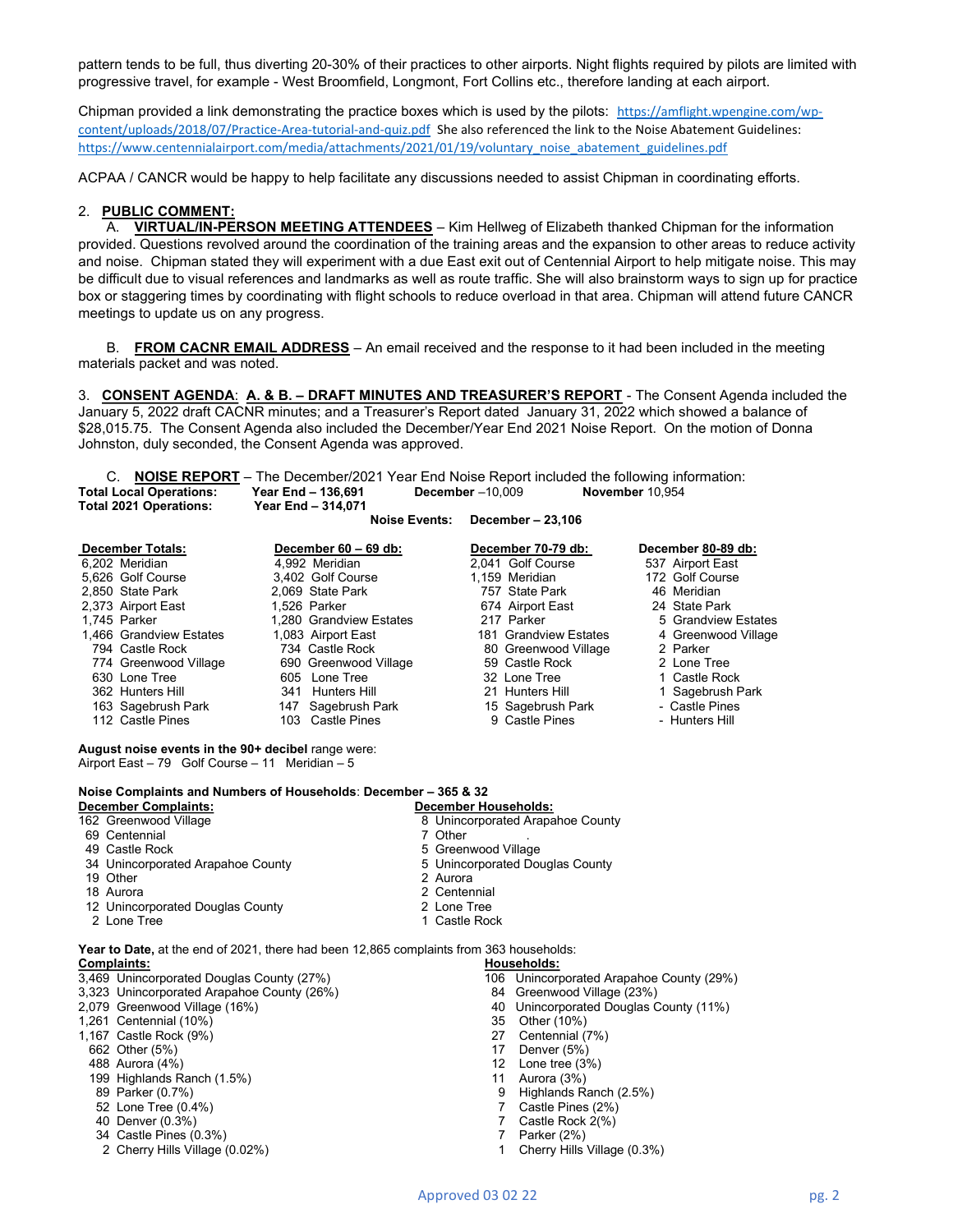pattern tends to be full, thus diverting 20-30% of their practices to other airports. Night flights required by pilots are limited with progressive travel, for example - West Broomfield, Longmont, Fort Collins etc., therefore landing at each airport.

Chipman provided a link demonstrating the practice boxes which is used by the pilots: https://amflight.wpengine.com/wp-content/uploads/2018/07/Practice-Area-tutorial-and-quiz.pdf She also referenced the link to the Noise Abatement Guidelines: https://www.centennialairport.com/media/attachments/2021/01/19/voluntary_noise_abatement_guidelines.pdf

ACPAA / CANCR would be happy to help facilitate any discussions needed to assist Chipman in coordinating efforts.

2. **PUBLIC COMMENT:**

A. **VIRTUAL/IN-PERSON MEETING ATTENDEES** – Kim Hellweg of Elizabeth thanked Chipman for the information provided. Questions revolved around the coordination of the training areas and the expansion to other areas to reduce activity and noise. Chipman stated they will experiment with a due East exit out of Centennial Airport to help mitigate noise. This may be difficult due to visual references and landmarks as well as route traffic. She will also brainstorm ways to sign up for practice box or staggering times by coordinating with flight schools to reduce overload in that area. Chipman will attend future CANCR meetings to update us on any progress.

B. **FROM CACNR EMAIL ADDRESS** – An email received and the response to it had been included in the meeting materials packet and was noted.

3. **CONSENT AGENDA**: **A. & B. – DRAFT MINUTES AND TREASURER'S REPORT** - The Consent Agenda included the January 5, 2022 draft CACNR minutes; and a Treasurer's Report dated January 31, 2022 which showed a balance of $28,015.75. The Consent Agenda also included the December/Year End 2021 Noise Report. On the motion of Donna Johnston, duly seconded, the Consent Agenda was approved.

C. **NOISE REPORT** – The December/2021 Year End Noise Report included the following information:

**Total Local Operations:** **Year End – 136,691** **December** –10,009 **November** 10,954
**Total 2021 Operations:** **Year End – 314,071**

**Noise Events: December – 23,106**

| December Totals: | December 60 – 69 db: | December 70-79 db: | December 80-89 db: |
|---|---|---|---|
| 6,202 Meridian | 4,992 Meridian | 2,041 Golf Course | 537 Airport East |
| 5,626 Golf Course | 3,402 Golf Course | 1,159 Meridian | 172 Golf Course |
| 2,850 State Park | 2,069 State Park | 757 State Park | 46 Meridian |
| 2,373 Airport East | 1,526 Parker | 674 Airport East | 24 State Park |
| 1,745 Parker | 1,280 Grandview Estates | 217 Parker | 5 Grandview Estates |
| 1,466 Grandview Estates | 1,083 Airport East | 181 Grandview Estates | 4 Greenwood Village |
| 794 Castle Rock | 734 Castle Rock | 80 Greenwood Village | 2 Parker |
| 774 Greenwood Village | 690 Greenwood Village | 59 Castle Rock | 2 Lone Tree |
| 630 Lone Tree | 605 Lone Tree | 32 Lone Tree | 1 Castle Rock |
| 362 Hunters Hill | 341 Hunters Hill | 21 Hunters Hill | 1 Sagebrush Park |
| 163 Sagebrush Park | 147 Sagebrush Park | 15 Sagebrush Park | - Castle Pines |
| 112 Castle Pines | 103 Castle Pines | 9 Castle Pines | - Hunters Hill |

**August noise events in the 90+ decibel** range were:
Airport East – 79 Golf Course – 11 Meridian – 5

**Noise Complaints and Numbers of Households**: **December – 365 & 32**

| December Complaints: | December Households: |
|---|---|
| 162 Greenwood Village | 8 Unincorporated Arapahoe County |
| 69 Centennial | 7 Other . |
| 49 Castle Rock | 5 Greenwood Village |
| 34 Unincorporated Arapahoe County | 5 Unincorporated Douglas County |
| 19 Other | 2 Aurora |
| 18 Aurora | 2 Centennial |
| 12 Unincorporated Douglas County | 2 Lone Tree |
| 2 Lone Tree | 1 Castle Rock |

**Year to Date,** at the end of 2021, there had been 12,865 complaints from 363 households:

| Complaints: | Households: |
|---|---|
| 3,469 Unincorporated Douglas County (27%) | 106 Unincorporated Arapahoe County (29%) |
| 3,323 Unincorporated Arapahoe County (26%) | 84 Greenwood Village (23%) |
| 2,079 Greenwood Village (16%) | 40 Unincorporated Douglas County (11%) |
| 1,261 Centennial (10%) | 35 Other (10%) |
| 1,167 Castle Rock (9%) | 27 Centennial (7%) |
| 662 Other (5%) | 17 Denver (5%) |
| 488 Aurora (4%) | 12 Lone tree (3%) |
| 199 Highlands Ranch (1.5%) | 11 Aurora (3%) |
| 89 Parker (0.7%) | 9 Highlands Ranch (2.5%) |
| 52 Lone Tree (0.4%) | 7 Castle Pines (2%) |
| 40 Denver (0.3%) | 7 Castle Rock 2(%) |
| 34 Castle Pines (0.3%) | 7 Parker (2%) |
| 2 Cherry Hills Village (0.02%) | 1 Cherry Hills Village (0.3%) |

Approved 03 02 22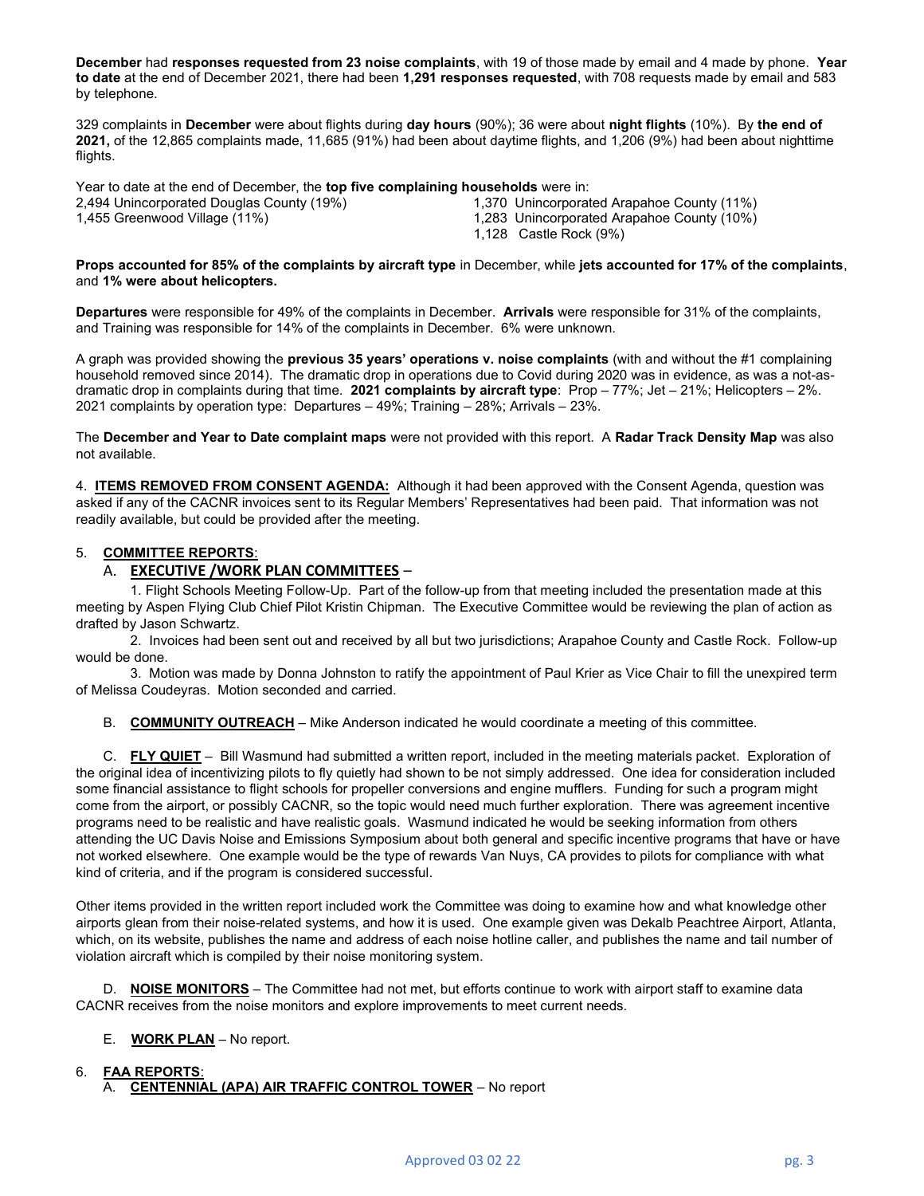**December** had **responses requested from 23 noise complaints**, with 19 of those made by email and 4 made by phone. **Year to date** at the end of December 2021, there had been **1,291 responses requested**, with 708 requests made by email and 583 by telephone.

329 complaints in **December** were about flights during **day hours** (90%); 36 were about **night flights** (10%). By **the end of 2021,** of the 12,865 complaints made, 11,685 (91%) had been about daytime flights, and 1,206 (9%) had been about nighttime flights.

Year to date at the end of December, the **top five complaining households** were in:

2,494 Unincorporated Douglas County (19%)
1,455 Greenwood Village (11%)
1,370 Unincorporated Arapahoe County (11%)
1,283 Unincorporated Arapahoe County (10%)
1,128 Castle Rock (9%)

**Props accounted for 85% of the complaints by aircraft type** in December, while **jets accounted for 17% of the complaints**, and **1% were about helicopters.**

**Departures** were responsible for 49% of the complaints in December. **Arrivals** were responsible for 31% of the complaints, and Training was responsible for 14% of the complaints in December. 6% were unknown.

A graph was provided showing the **previous 35 years' operations v. noise complaints** (with and without the #1 complaining household removed since 2014). The dramatic drop in operations due to Covid during 2020 was in evidence, as was a not-as-dramatic drop in complaints during that time. **2021 complaints by aircraft type**: Prop – 77%; Jet – 21%; Helicopters – 2%. 2021 complaints by operation type: Departures – 49%; Training – 28%; Arrivals – 23%.

The **December and Year to Date complaint maps** were not provided with this report. A **Radar Track Density Map** was also not available.

4. **ITEMS REMOVED FROM CONSENT AGENDA:** Although it had been approved with the Consent Agenda, question was asked if any of the CACNR invoices sent to its Regular Members' Representatives had been paid. That information was not readily available, but could be provided after the meeting.

5. **COMMITTEE REPORTS**:

A. **EXECUTIVE /WORK PLAN COMMITTEES** –

1. Flight Schools Meeting Follow-Up. Part of the follow-up from that meeting included the presentation made at this meeting by Aspen Flying Club Chief Pilot Kristin Chipman. The Executive Committee would be reviewing the plan of action as drafted by Jason Schwartz.

2. Invoices had been sent out and received by all but two jurisdictions; Arapahoe County and Castle Rock. Follow-up would be done.

3. Motion was made by Donna Johnston to ratify the appointment of Paul Krier as Vice Chair to fill the unexpired term of Melissa Coudeyras. Motion seconded and carried.

B. **COMMUNITY OUTREACH** – Mike Anderson indicated he would coordinate a meeting of this committee.

C. **FLY QUIET** – Bill Wasmund had submitted a written report, included in the meeting materials packet. Exploration of the original idea of incentivizing pilots to fly quietly had shown to be not simply addressed. One idea for consideration included some financial assistance to flight schools for propeller conversions and engine mufflers. Funding for such a program might come from the airport, or possibly CACNR, so the topic would need much further exploration. There was agreement incentive programs need to be realistic and have realistic goals. Wasmund indicated he would be seeking information from others attending the UC Davis Noise and Emissions Symposium about both general and specific incentive programs that have or have not worked elsewhere. One example would be the type of rewards Van Nuys, CA provides to pilots for compliance with what kind of criteria, and if the program is considered successful.

Other items provided in the written report included work the Committee was doing to examine how and what knowledge other airports glean from their noise-related systems, and how it is used. One example given was Dekalb Peachtree Airport, Atlanta, which, on its website, publishes the name and address of each noise hotline caller, and publishes the name and tail number of violation aircraft which is compiled by their noise monitoring system.

D. **NOISE MONITORS** – The Committee had not met, but efforts continue to work with airport staff to examine data CACNR receives from the noise monitors and explore improvements to meet current needs.

E. **WORK PLAN** – No report.

6. **FAA REPORTS**:

A. **CENTENNIAL (APA) AIR TRAFFIC CONTROL TOWER** – No report

Approved 03 02 22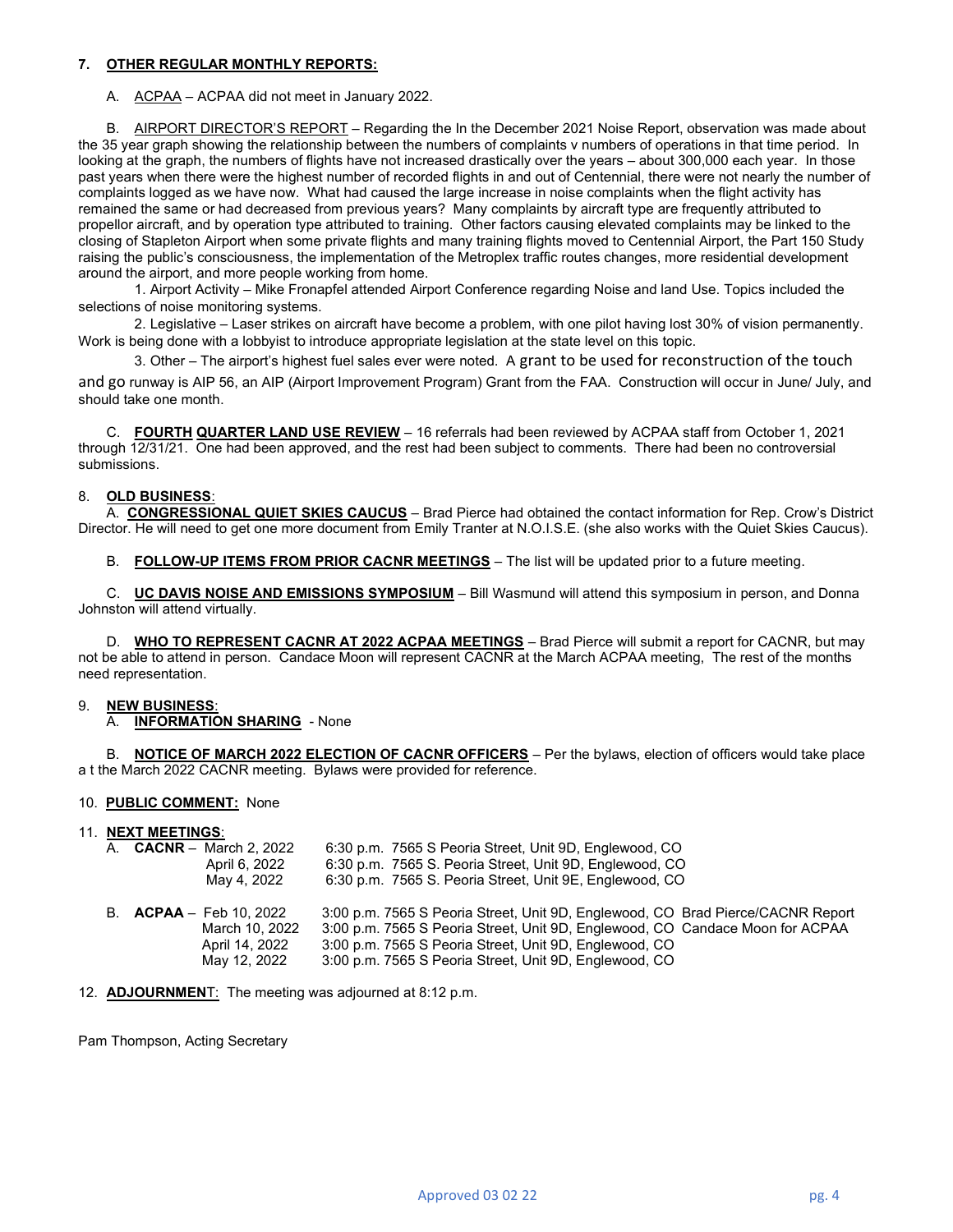7. **OTHER REGULAR MONTHLY REPORTS:**

A. ACPAA – ACPAA did not meet in January 2022.

B. AIRPORT DIRECTOR'S REPORT – Regarding the In the December 2021 Noise Report, observation was made about the 35 year graph showing the relationship between the numbers of complaints v numbers of operations in that time period. In looking at the graph, the numbers of flights have not increased drastically over the years – about 300,000 each year. In those past years when there were the highest number of recorded flights in and out of Centennial, there were not nearly the number of complaints logged as we have now. What had caused the large increase in noise complaints when the flight activity has remained the same or had decreased from previous years? Many complaints by aircraft type are frequently attributed to propellor aircraft, and by operation type attributed to training. Other factors causing elevated complaints may be linked to the closing of Stapleton Airport when some private flights and many training flights moved to Centennial Airport, the Part 150 Study raising the public's consciousness, the implementation of the Metroplex traffic routes changes, more residential development around the airport, and more people working from home.

1. Airport Activity – Mike Fronapfel attended Airport Conference regarding Noise and land Use. Topics included the selections of noise monitoring systems.

2. Legislative – Laser strikes on aircraft have become a problem, with one pilot having lost 30% of vision permanently. Work is being done with a lobbyist to introduce appropriate legislation at the state level on this topic.

3. Other – The airport's highest fuel sales ever were noted. A grant to be used for reconstruction of the touch and go runway is AIP 56, an AIP (Airport Improvement Program) Grant from the FAA. Construction will occur in June/ July, and should take one month.

C. **FOURTH QUARTER LAND USE REVIEW** – 16 referrals had been reviewed by ACPAA staff from October 1, 2021 through 12/31/21. One had been approved, and the rest had been subject to comments. There had been no controversial submissions.

8. **OLD BUSINESS**:

A. **CONGRESSIONAL QUIET SKIES CAUCUS** – Brad Pierce had obtained the contact information for Rep. Crow's District Director. He will need to get one more document from Emily Tranter at N.O.I.S.E. (she also works with the Quiet Skies Caucus).

B. **FOLLOW-UP ITEMS FROM PRIOR CACNR MEETINGS** – The list will be updated prior to a future meeting.

C. **UC DAVIS NOISE AND EMISSIONS SYMPOSIUM** – Bill Wasmund will attend this symposium in person, and Donna Johnston will attend virtually.

D. **WHO TO REPRESENT CACNR AT 2022 ACPAA MEETINGS** – Brad Pierce will submit a report for CACNR, but may not be able to attend in person. Candace Moon will represent CACNR at the March ACPAA meeting, The rest of the months need representation.

9. **NEW BUSINESS**:

A. **INFORMATION SHARING** - None

B. **NOTICE OF MARCH 2022 ELECTION OF CACNR OFFICERS** – Per the bylaws, election of officers would take place a t the March 2022 CACNR meeting. Bylaws were provided for reference.

10. **PUBLIC COMMENT:** None

11. **NEXT MEETINGS**:

A. **CACNR** –

| | | |
|---|---|---|
| March 2, 2022 | 6:30 p.m. | 7565 S Peoria Street, Unit 9D, Englewood, CO |
| April 6, 2022 | 6:30 p.m. | 7565 S. Peoria Street, Unit 9D, Englewood, CO |
| May 4, 2022 | 6:30 p.m. | 7565 S. Peoria Street, Unit 9E, Englewood, CO |

B. **ACPAA** –

| | | | |
|---|---|---|---|
| Feb 10, 2022 | 3:00 p.m. | 7565 S Peoria Street, Unit 9D, Englewood, CO | Brad Pierce/CACNR Report |
| March 10, 2022 | 3:00 p.m. | 7565 S Peoria Street, Unit 9D, Englewood, CO | Candace Moon for ACPAA |
| April 14, 2022 | 3:00 p.m. | 7565 S Peoria Street, Unit 9D, Englewood, CO | |
| May 12, 2022 | 3:00 p.m. | 7565 S Peoria Street, Unit 9D, Englewood, CO | |

12. **ADJOURNMENT**: The meeting was adjourned at 8:12 p.m.

Pam Thompson, Acting Secretary

Approved 03 02 22